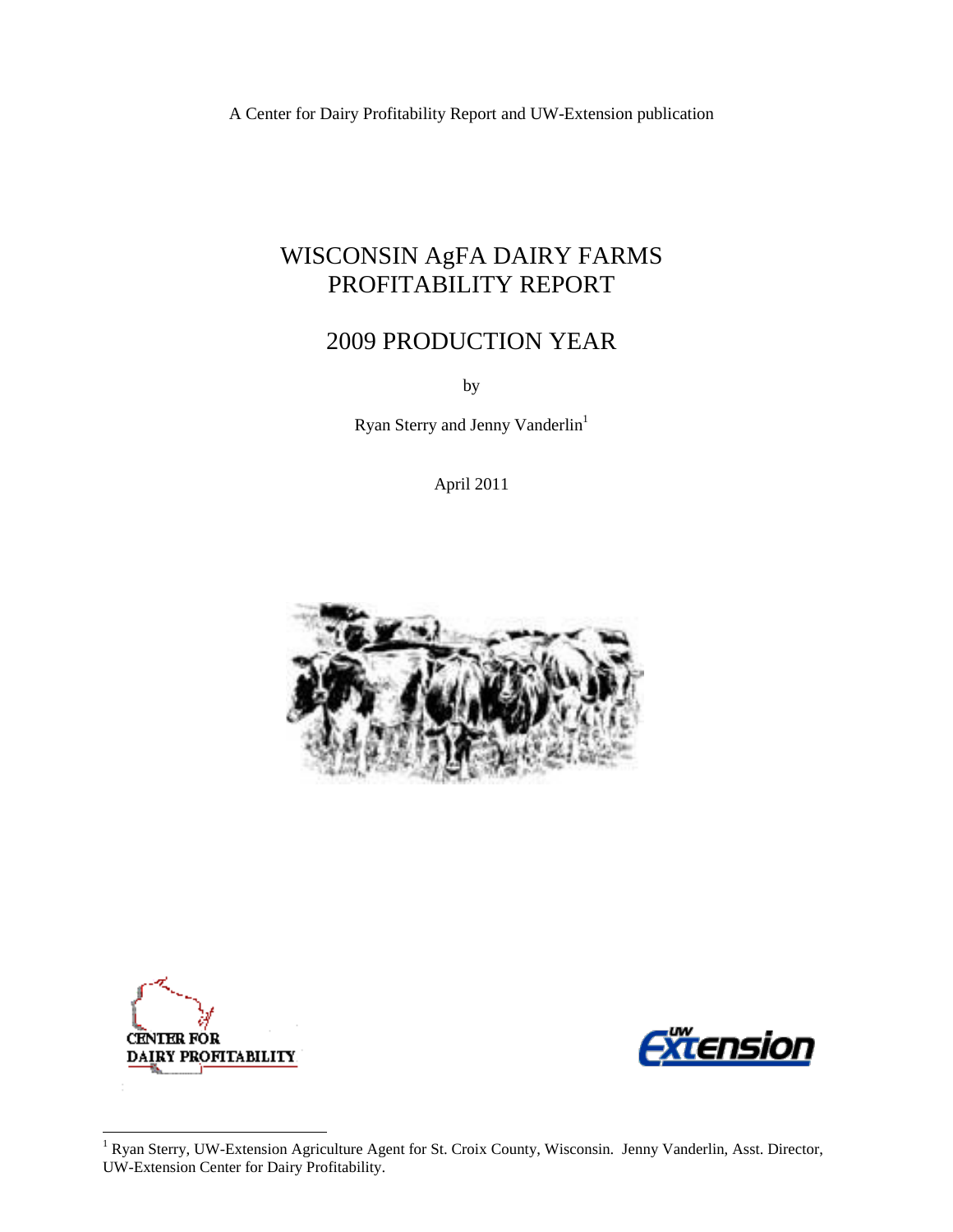A Center for Dairy Profitability Report and UW-Extension publication

# WISCONSIN AgFA DAIRY FARMS PROFITABILITY REPORT

## 2009 PRODUCTION YEAR

by

Ryan Sterry and Jenny Vanderlin[1]

April 2011

CENTER FOR DAIRY PROFITABILITY

UW Extension

---

[1] Ryan Sterry, UW-Extension Agriculture Agent for St. Croix County, Wisconsin. Jenny Vanderlin, Asst. Director, UW-Extension Center for Dairy Profitability.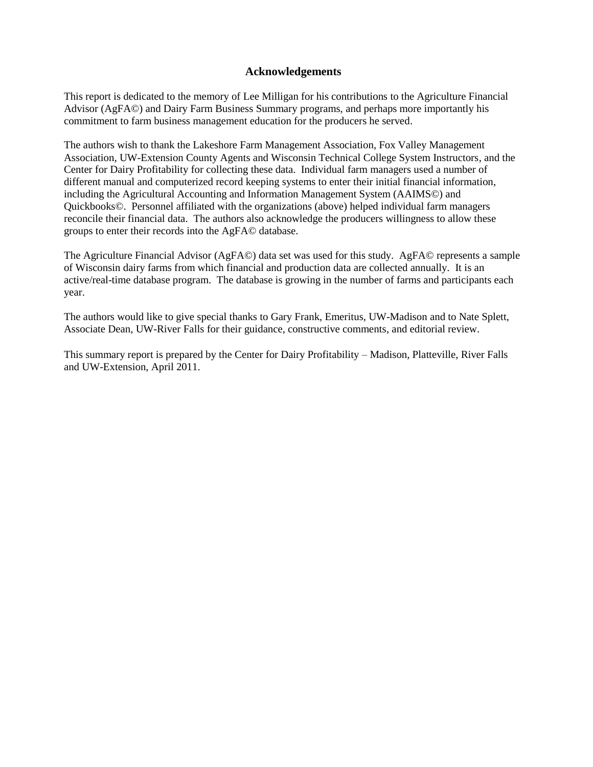## Acknowledgements

This report is dedicated to the memory of Lee Milligan for his contributions to the Agriculture Financial Advisor (AgFA©) and Dairy Farm Business Summary programs, and perhaps more importantly his commitment to farm business management education for the producers he served.

The authors wish to thank the Lakeshore Farm Management Association, Fox Valley Management Association, UW-Extension County Agents and Wisconsin Technical College System Instructors, and the Center for Dairy Profitability for collecting these data. Individual farm managers used a number of different manual and computerized record keeping systems to enter their initial financial information, including the Agricultural Accounting and Information Management System (AAIMS©) and Quickbooks©. Personnel affiliated with the organizations (above) helped individual farm managers reconcile their financial data. The authors also acknowledge the producers willingness to allow these groups to enter their records into the AgFA© database.

The Agriculture Financial Advisor (AgFA©) data set was used for this study. AgFA© represents a sample of Wisconsin dairy farms from which financial and production data are collected annually. It is an active/real-time database program. The database is growing in the number of farms and participants each year.

The authors would like to give special thanks to Gary Frank, Emeritus, UW-Madison and to Nate Splett, Associate Dean, UW-River Falls for their guidance, constructive comments, and editorial review.

This summary report is prepared by the Center for Dairy Profitability – Madison, Platteville, River Falls and UW-Extension, April 2011.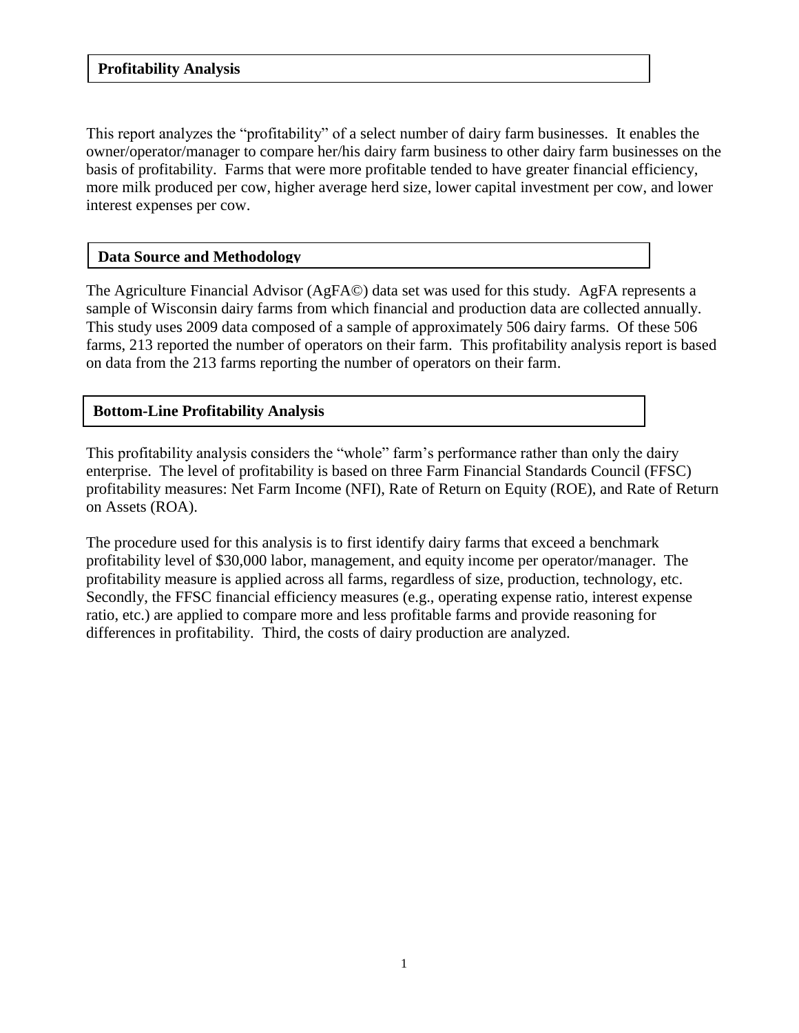## Profitability Analysis

This report analyzes the "profitability" of a select number of dairy farm businesses. It enables the owner/operator/manager to compare her/his dairy farm business to other dairy farm businesses on the basis of profitability. Farms that were more profitable tended to have greater financial efficiency, more milk produced per cow, higher average herd size, lower capital investment per cow, and lower interest expenses per cow.

## Data Source and Methodology

The Agriculture Financial Advisor (AgFA©) data set was used for this study. AgFA represents a sample of Wisconsin dairy farms from which financial and production data are collected annually. This study uses 2009 data composed of a sample of approximately 506 dairy farms. Of these 506 farms, 213 reported the number of operators on their farm. This profitability analysis report is based on data from the 213 farms reporting the number of operators on their farm.

## Bottom-Line Profitability Analysis

This profitability analysis considers the "whole" farm's performance rather than only the dairy enterprise. The level of profitability is based on three Farm Financial Standards Council (FFSC) profitability measures: Net Farm Income (NFI), Rate of Return on Equity (ROE), and Rate of Return on Assets (ROA).

The procedure used for this analysis is to first identify dairy farms that exceed a benchmark profitability level of $30,000 labor, management, and equity income per operator/manager. The profitability measure is applied across all farms, regardless of size, production, technology, etc. Secondly, the FFSC financial efficiency measures (e.g., operating expense ratio, interest expense ratio, etc.) are applied to compare more and less profitable farms and provide reasoning for differences in profitability. Third, the costs of dairy production are analyzed.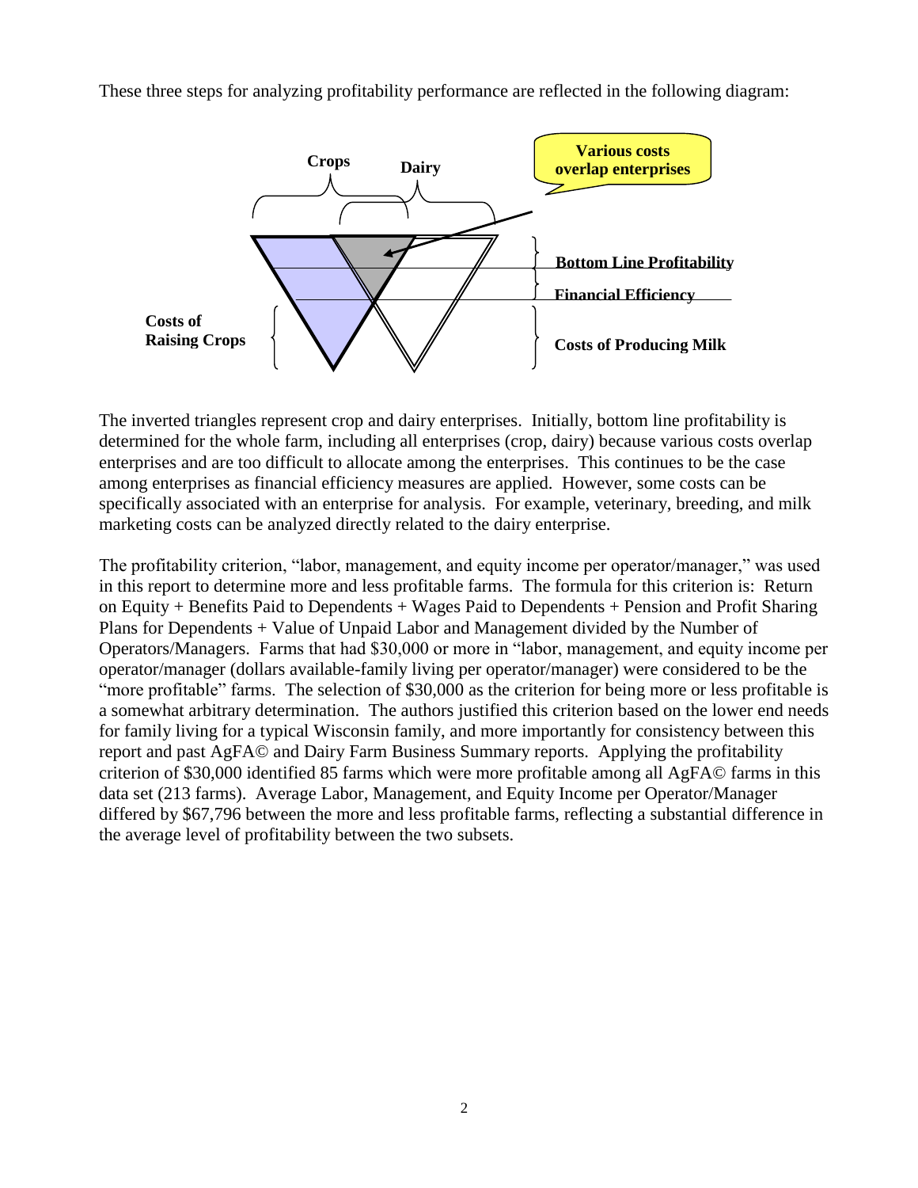These three steps for analyzing profitability performance are reflected in the following diagram:

The inverted triangles represent crop and dairy enterprises. Initially, bottom line profitability is determined for the whole farm, including all enterprises (crop, dairy) because various costs overlap enterprises and are too difficult to allocate among the enterprises. This continues to be the case among enterprises as financial efficiency measures are applied. However, some costs can be specifically associated with an enterprise for analysis. For example, veterinary, breeding, and milk marketing costs can be analyzed directly related to the dairy enterprise.

The profitability criterion, "labor, management, and equity income per operator/manager," was used in this report to determine more and less profitable farms. The formula for this criterion is: Return on Equity + Benefits Paid to Dependents + Wages Paid to Dependents + Pension and Profit Sharing Plans for Dependents + Value of Unpaid Labor and Management divided by the Number of Operators/Managers. Farms that had $30,000 or more in "labor, management, and equity income per operator/manager (dollars available-family living per operator/manager) were considered to be the "more profitable" farms. The selection of $30,000 as the criterion for being more or less profitable is a somewhat arbitrary determination. The authors justified this criterion based on the lower end needs for family living for a typical Wisconsin family, and more importantly for consistency between this report and past AgFA© and Dairy Farm Business Summary reports. Applying the profitability criterion of $30,000 identified 85 farms which were more profitable among all AgFA© farms in this data set (213 farms). Average Labor, Management, and Equity Income per Operator/Manager differed by $67,796 between the more and less profitable farms, reflecting a substantial difference in the average level of profitability between the two subsets.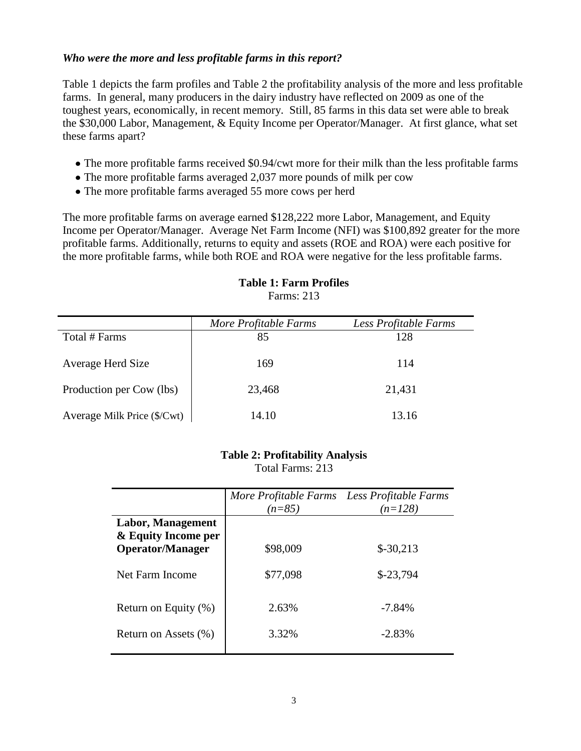***Who were the more and less profitable farms in this report?***

Table 1 depicts the farm profiles and Table 2 the profitability analysis of the more and less profitable farms. In general, many producers in the dairy industry have reflected on 2009 as one of the toughest years, economically, in recent memory. Still, 85 farms in this data set were able to break the $30,000 Labor, Management, & Equity Income per Operator/Manager. At first glance, what set these farms apart?

- The more profitable farms received $0.94/cwt more for their milk than the less profitable farms
- The more profitable farms averaged 2,037 more pounds of milk per cow
- The more profitable farms averaged 55 more cows per herd

The more profitable farms on average earned $128,222 more Labor, Management, and Equity Income per Operator/Manager. Average Net Farm Income (NFI) was $100,892 greater for the more profitable farms. Additionally, returns to equity and assets (ROE and ROA) were each positive for the more profitable farms, while both ROE and ROA were negative for the less profitable farms.

**Table 1: Farm Profiles**

Farms: 213

| | *More Profitable Farms* | *Less Profitable Farms* |
|---|---|---|
| Total # Farms | 85 | 128 |
| Average Herd Size | 169 | 114 |
| Production per Cow (lbs) | 23,468 | 21,431 |
| Average Milk Price ($/Cwt) | 14.10 | 13.16 |

**Table 2: Profitability Analysis**

Total Farms: 213

| | *More Profitable Farms (n=85)* | *Less Profitable Farms (n=128)* |
|---|---|---|
| **Labor, Management & Equity Income per Operator/Manager** | $98,009 | $-30,213 |
| Net Farm Income | $77,098 | $-23,794 |
| Return on Equity (%) | 2.63% | -7.84% |
| Return on Assets (%) | 3.32% | -2.83% |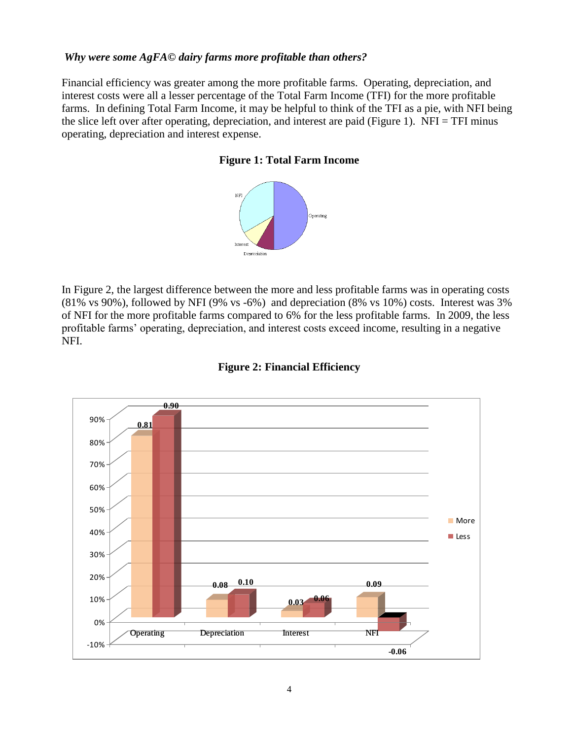***Why were some AgFA© dairy farms more profitable than others?***

Financial efficiency was greater among the more profitable farms. Operating, depreciation, and interest costs were all a lesser percentage of the Total Farm Income (TFI) for the more profitable farms. In defining Total Farm Income, it may be helpful to think of the TFI as a pie, with NFI being the slice left over after operating, depreciation, and interest are paid (Figure 1). NFI = TFI minus operating, depreciation and interest expense.

**Figure 1: Total Farm Income**

In Figure 2, the largest difference between the more and less profitable farms was in operating costs (81% vs 90%), followed by NFI (9% vs -6%) and depreciation (8% vs 10%) costs. Interest was 3% of NFI for the more profitable farms compared to 6% for the less profitable farms. In 2009, the less profitable farms' operating, depreciation, and interest costs exceed income, resulting in a negative NFI.

**Figure 2: Financial Efficiency**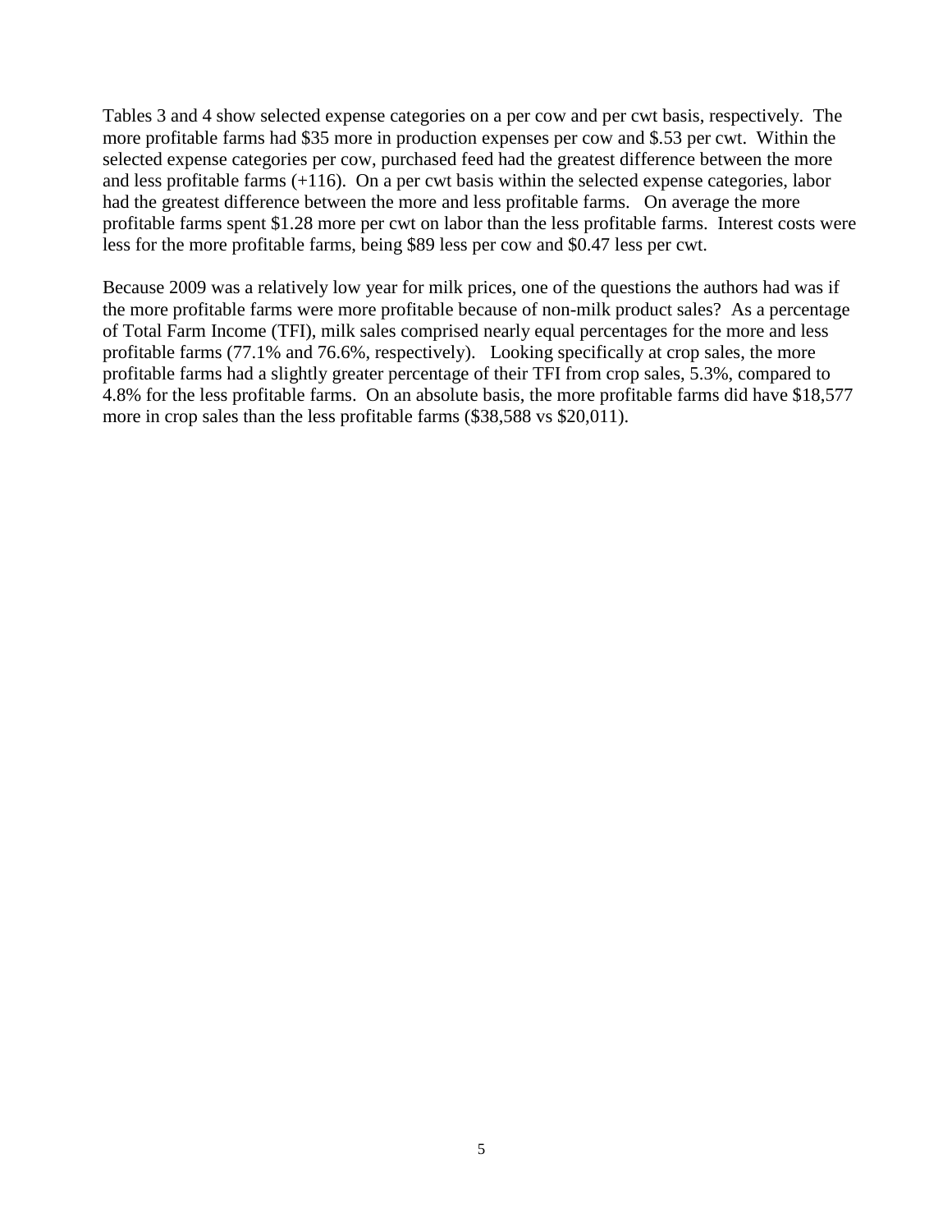Tables 3 and 4 show selected expense categories on a per cow and per cwt basis, respectively. The more profitable farms had $35 more in production expenses per cow and $.53 per cwt. Within the selected expense categories per cow, purchased feed had the greatest difference between the more and less profitable farms (+116). On a per cwt basis within the selected expense categories, labor had the greatest difference between the more and less profitable farms. On average the more profitable farms spent $1.28 more per cwt on labor than the less profitable farms. Interest costs were less for the more profitable farms, being $89 less per cow and $0.47 less per cwt.

Because 2009 was a relatively low year for milk prices, one of the questions the authors had was if the more profitable farms were more profitable because of non-milk product sales? As a percentage of Total Farm Income (TFI), milk sales comprised nearly equal percentages for the more and less profitable farms (77.1% and 76.6%, respectively). Looking specifically at crop sales, the more profitable farms had a slightly greater percentage of their TFI from crop sales, 5.3%, compared to 4.8% for the less profitable farms. On an absolute basis, the more profitable farms did have $18,577 more in crop sales than the less profitable farms ($38,588 vs $20,011).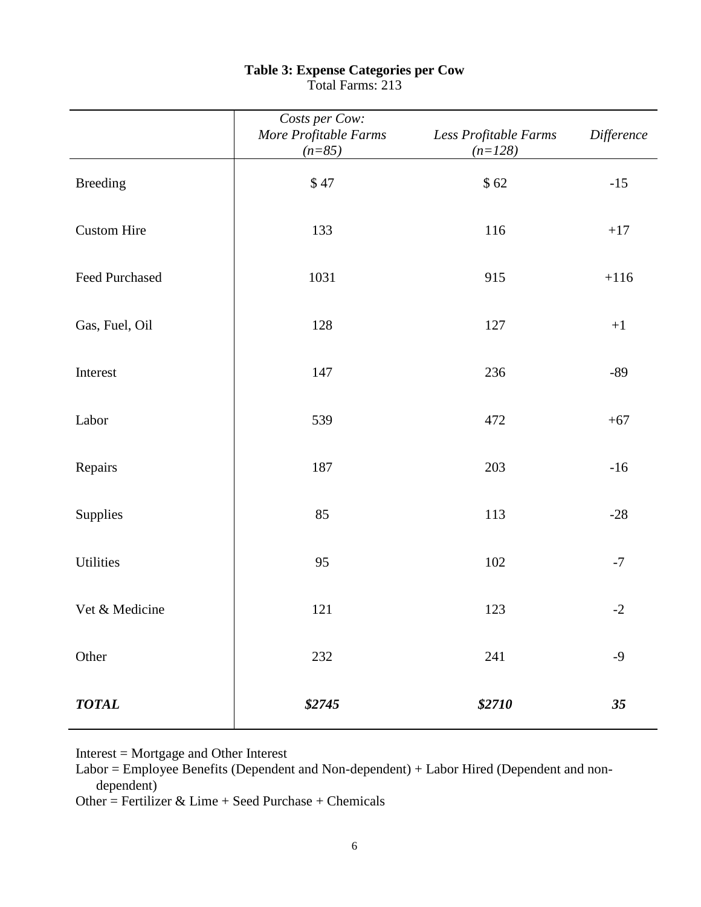**Table 3: Expense Categories per Cow**

Total Farms: 213

| | *Costs per Cow: More Profitable Farms (n=85)* | *Less Profitable Farms (n=128)* | *Difference* |
|---|---|---|---|
| Breeding | $ 47 | $ 62 | -15 |
| Custom Hire | 133 | 116 | +17 |
| Feed Purchased | 1031 | 915 | +116 |
| Gas, Fuel, Oil | 128 | 127 | +1 |
| Interest | 147 | 236 | -89 |
| Labor | 539 | 472 | +67 |
| Repairs | 187 | 203 | -16 |
| Supplies | 85 | 113 | -28 |
| Utilities | 95 | 102 | -7 |
| Vet & Medicine | 121 | 123 | -2 |
| Other | 232 | 241 | -9 |
| ***TOTAL*** | ***$2745*** | ***$2710*** | ***35*** |

Interest = Mortgage and Other Interest

Labor = Employee Benefits (Dependent and Non-dependent) + Labor Hired (Dependent and non-dependent)

Other = Fertilizer & Lime + Seed Purchase + Chemicals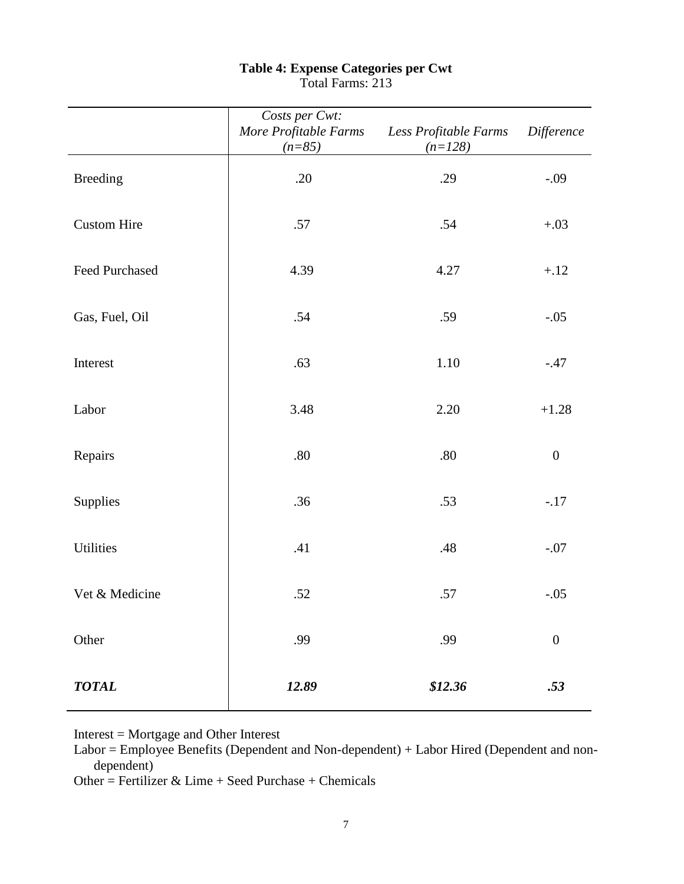**Table 4: Expense Categories per Cwt**
Total Farms: 213

| | *Costs per Cwt: More Profitable Farms (n=85)* | *Less Profitable Farms (n=128)* | *Difference* |
|---|---|---|---|
| Breeding | .20 | .29 | -.09 |
| Custom Hire | .57 | .54 | +.03 |
| Feed Purchased | 4.39 | 4.27 | +.12 |
| Gas, Fuel, Oil | .54 | .59 | -.05 |
| Interest | .63 | 1.10 | -.47 |
| Labor | 3.48 | 2.20 | +1.28 |
| Repairs | .80 | .80 | 0 |
| Supplies | .36 | .53 | -.17 |
| Utilities | .41 | .48 | -.07 |
| Vet & Medicine | .52 | .57 | -.05 |
| Other | .99 | .99 | 0 |
| ***TOTAL*** | ***12.89*** | ***$12.36*** | ***.53*** |

Interest = Mortgage and Other Interest
Labor = Employee Benefits (Dependent and Non-dependent) + Labor Hired (Dependent and non-dependent)
Other = Fertilizer & Lime + Seed Purchase + Chemicals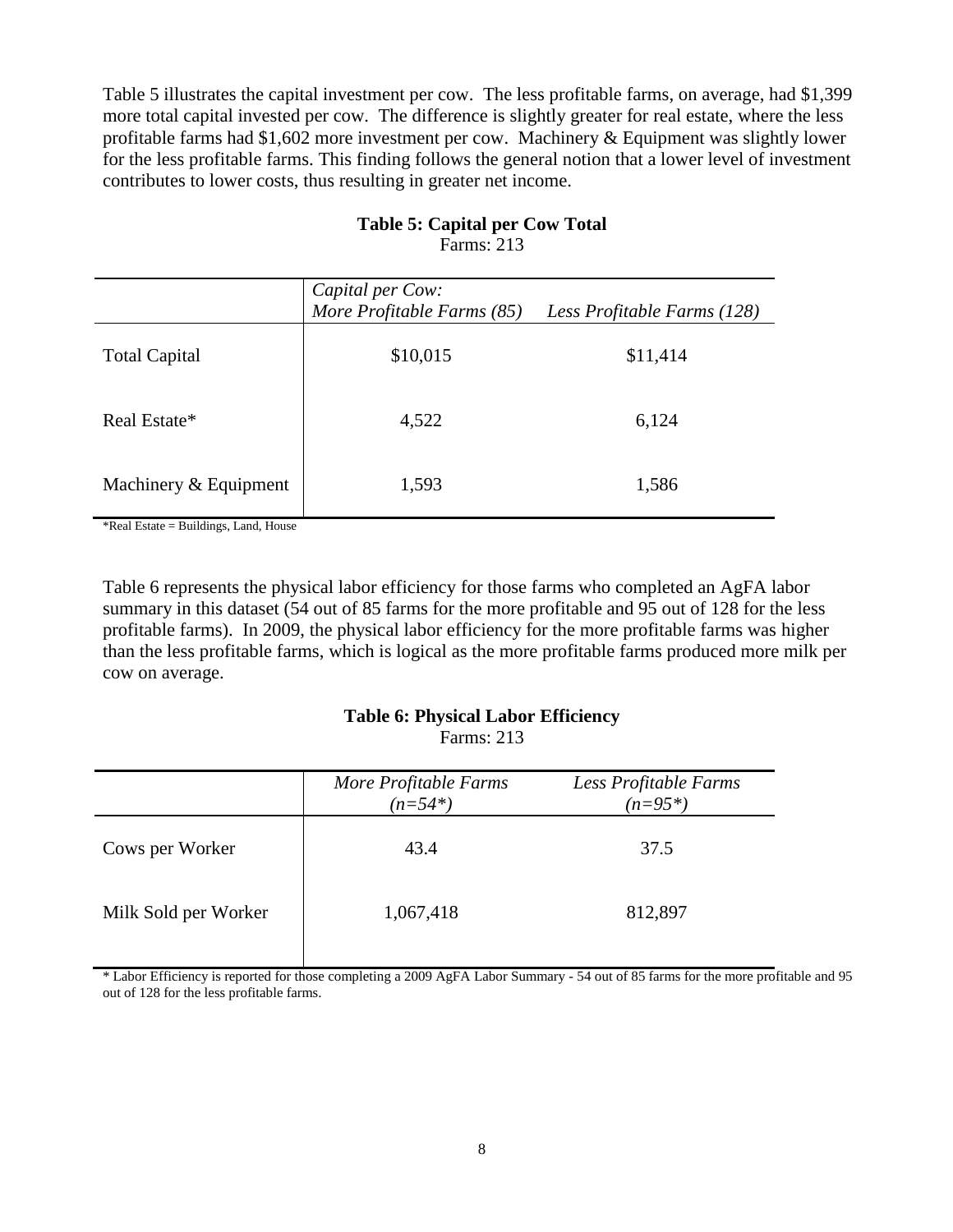Table 5 illustrates the capital investment per cow. The less profitable farms, on average, had $1,399 more total capital invested per cow. The difference is slightly greater for real estate, where the less profitable farms had $1,602 more investment per cow. Machinery & Equipment was slightly lower for the less profitable farms. This finding follows the general notion that a lower level of investment contributes to lower costs, thus resulting in greater net income.

**Table 5: Capital per Cow Total**
Farms: 213

| | *Capital per Cow:* *More Profitable Farms (85)* | *Less Profitable Farms (128)* |
|---|---|---|
| Total Capital | $10,015 | $11,414 |
| Real Estate* | 4,522 | 6,124 |
| Machinery & Equipment | 1,593 | 1,586 |

*Real Estate = Buildings, Land, House

Table 6 represents the physical labor efficiency for those farms who completed an AgFA labor summary in this dataset (54 out of 85 farms for the more profitable and 95 out of 128 for the less profitable farms). In 2009, the physical labor efficiency for the more profitable farms was higher than the less profitable farms, which is logical as the more profitable farms produced more milk per cow on average.

**Table 6: Physical Labor Efficiency**
Farms: 213

| | *More Profitable Farms (n=54*)* | *Less Profitable Farms (n=95*)* |
|---|---|---|
| Cows per Worker | 43.4 | 37.5 |
| Milk Sold per Worker | 1,067,418 | 812,897 |

* Labor Efficiency is reported for those completing a 2009 AgFA Labor Summary - 54 out of 85 farms for the more profitable and 95 out of 128 for the less profitable farms.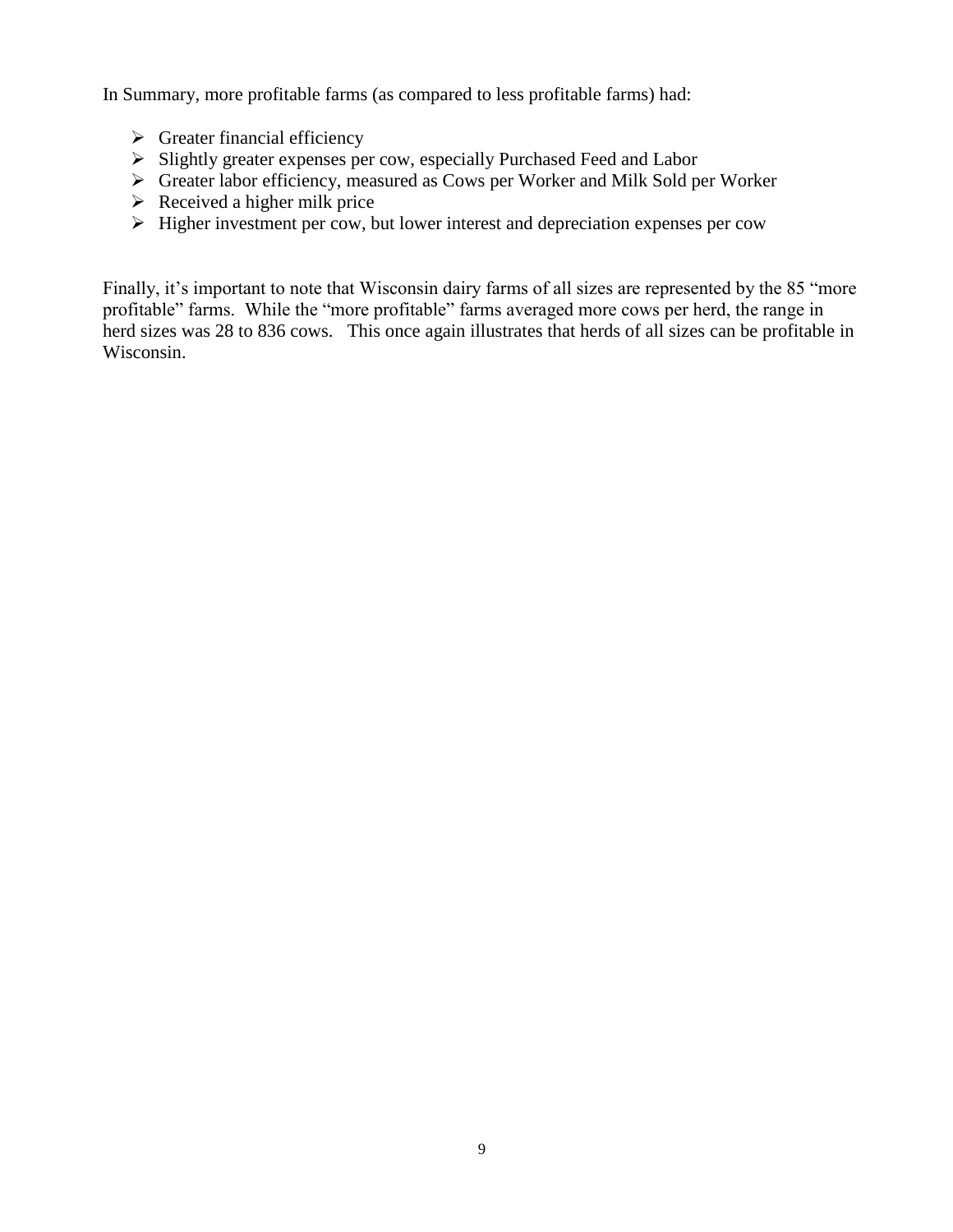In Summary, more profitable farms (as compared to less profitable farms) had:

- Greater financial efficiency
- Slightly greater expenses per cow, especially Purchased Feed and Labor
- Greater labor efficiency, measured as Cows per Worker and Milk Sold per Worker
- Received a higher milk price
- Higher investment per cow, but lower interest and depreciation expenses per cow

Finally, it's important to note that Wisconsin dairy farms of all sizes are represented by the 85 "more profitable" farms. While the "more profitable" farms averaged more cows per herd, the range in herd sizes was 28 to 836 cows. This once again illustrates that herds of all sizes can be profitable in Wisconsin.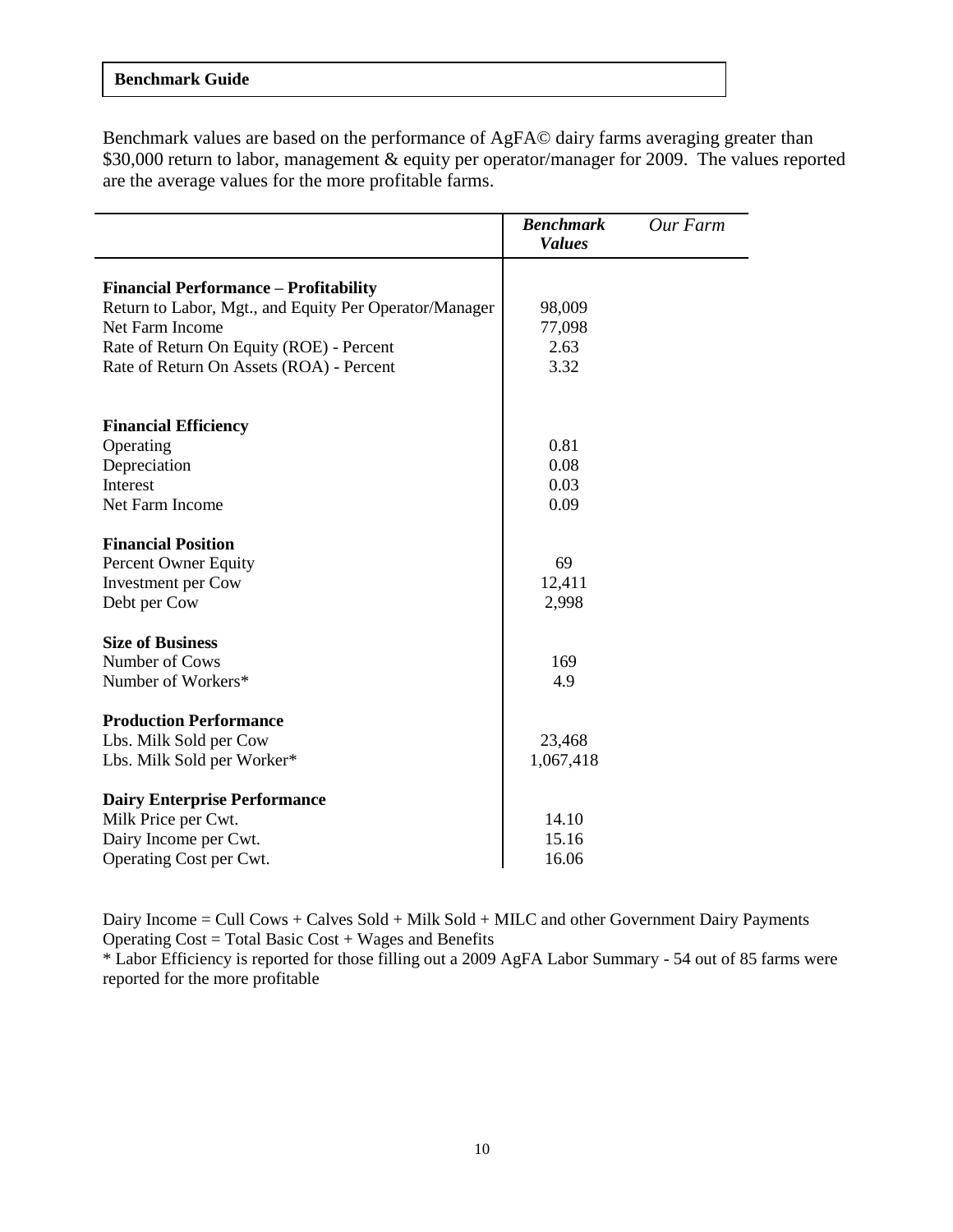## Benchmark Guide

Benchmark values are based on the performance of AgFA© dairy farms averaging greater than $30,000 return to labor, management & equity per operator/manager for 2009. The values reported are the average values for the more profitable farms.

| | ***Benchmark Values*** | *Our Farm* |
|---|---|---|
| **Financial Performance – Profitability** | | |
| Return to Labor, Mgt., and Equity Per Operator/Manager | 98,009 | |
| Net Farm Income | 77,098 | |
| Rate of Return On Equity (ROE) - Percent | 2.63 | |
| Rate of Return On Assets (ROA) - Percent | 3.32 | |
| **Financial Efficiency** | | |
| Operating | 0.81 | |
| Depreciation | 0.08 | |
| Interest | 0.03 | |
| Net Farm Income | 0.09 | |
| **Financial Position** | | |
| Percent Owner Equity | 69 | |
| Investment per Cow | 12,411 | |
| Debt per Cow | 2,998 | |
| **Size of Business** | | |
| Number of Cows | 169 | |
| Number of Workers* | 4.9 | |
| **Production Performance** | | |
| Lbs. Milk Sold per Cow | 23,468 | |
| Lbs. Milk Sold per Worker* | 1,067,418 | |
| **Dairy Enterprise Performance** | | |
| Milk Price per Cwt. | 14.10 | |
| Dairy Income per Cwt. | 15.16 | |
| Operating Cost per Cwt. | 16.06 | |

Dairy Income = Cull Cows + Calves Sold + Milk Sold + MILC and other Government Dairy Payments
Operating Cost = Total Basic Cost + Wages and Benefits
* Labor Efficiency is reported for those filling out a 2009 AgFA Labor Summary - 54 out of 85 farms were reported for the more profitable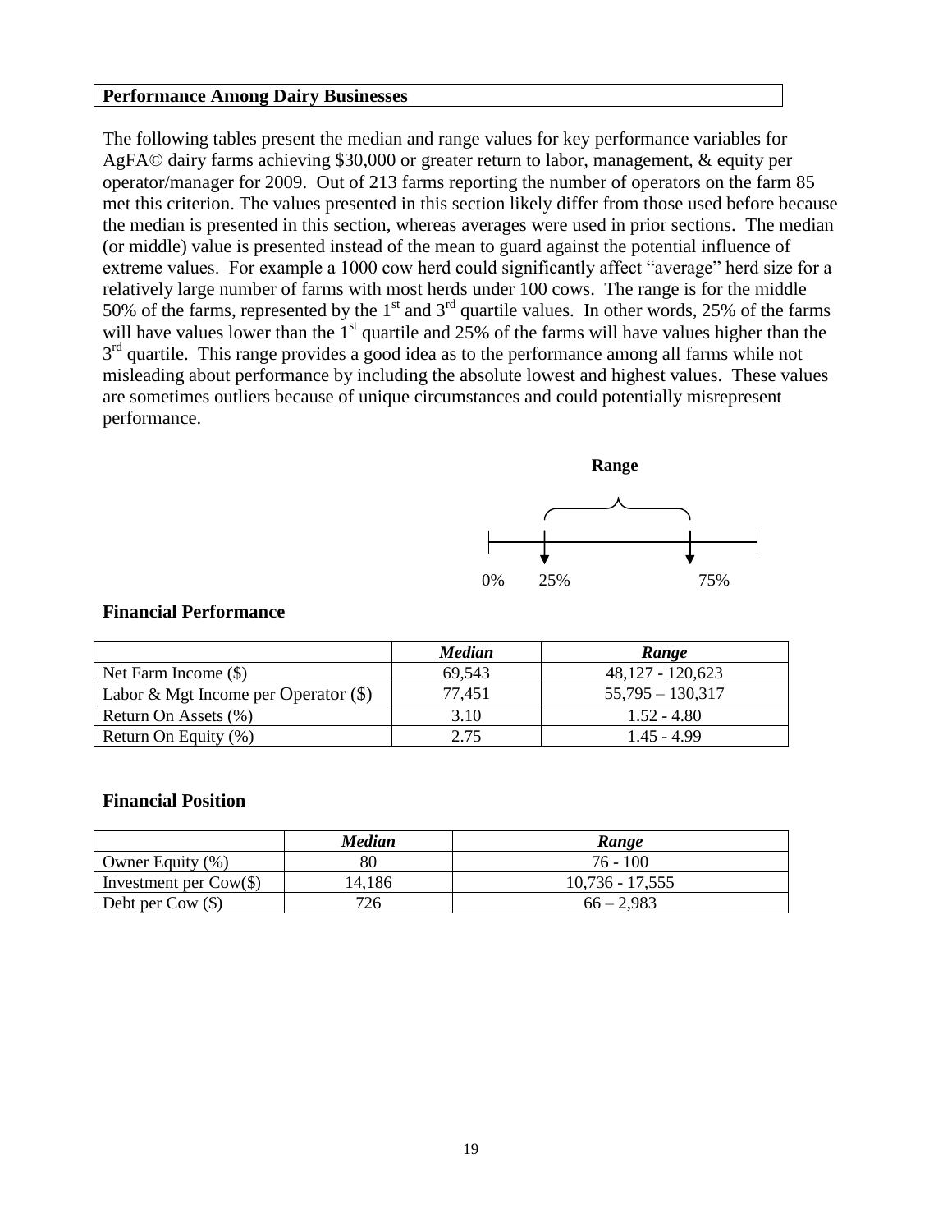## Performance Among Dairy Businesses

The following tables present the median and range values for key performance variables for AgFA© dairy farms achieving $30,000 or greater return to labor, management, & equity per operator/manager for 2009. Out of 213 farms reporting the number of operators on the farm 85 met this criterion. The values presented in this section likely differ from those used before because the median is presented in this section, whereas averages were used in prior sections. The median (or middle) value is presented instead of the mean to guard against the potential influence of extreme values. For example a 1000 cow herd could significantly affect "average" herd size for a relatively large number of farms with most herds under 100 cows. The range is for the middle 50% of the farms, represented by the 1st and 3rd quartile values. In other words, 25% of the farms will have values lower than the 1st quartile and 25% of the farms will have values higher than the 3rd quartile. This range provides a good idea as to the performance among all farms while not misleading about performance by including the absolute lowest and highest values. These values are sometimes outliers because of unique circumstances and could potentially misrepresent performance.

Range

0% 25% 75%

### Financial Performance

| | *Median* | *Range* |
|---|---|---|
| Net Farm Income ($) | 69,543 | 48,127 - 120,623 |
| Labor & Mgt Income per Operator ($) | 77,451 | 55,795 – 130,317 |
| Return On Assets (%) | 3.10 | 1.52 - 4.80 |
| Return On Equity (%) | 2.75 | 1.45 - 4.99 |

### Financial Position

| | *Median* | *Range* |
|---|---|---|
| Owner Equity (%) | 80 | 76 - 100 |
| Investment per Cow($) | 14,186 | 10,736 - 17,555 |
| Debt per Cow ($) | 726 | 66 – 2,983 |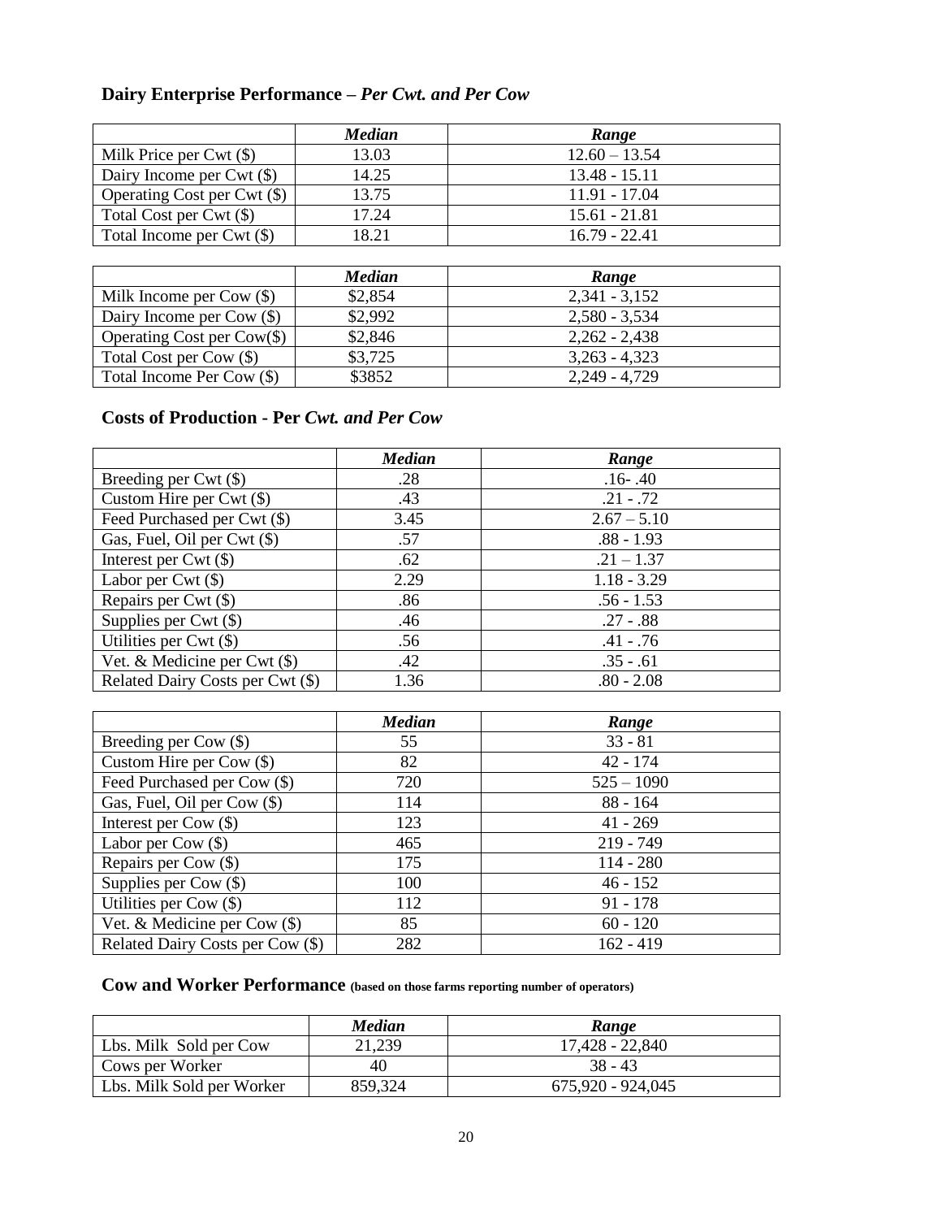## Dairy Enterprise Performance – *Per Cwt. and Per Cow*

| | *Median* | *Range* |
|---|---|---|
| Milk Price per Cwt ($) | 13.03 | 12.60 – 13.54 |
| Dairy Income per Cwt ($) | 14.25 | 13.48 - 15.11 |
| Operating Cost per Cwt ($) | 13.75 | 11.91 - 17.04 |
| Total Cost per Cwt ($) | 17.24 | 15.61 - 21.81 |
| Total Income per Cwt ($) | 18.21 | 16.79 - 22.41 |

| | *Median* | *Range* |
|---|---|---|
| Milk Income per Cow ($) | $2,854 | 2,341 - 3,152 |
| Dairy Income per Cow ($) | $2,992 | 2,580 - 3,534 |
| Operating Cost per Cow($) | $2,846 | 2,262 - 2,438 |
| Total Cost per Cow ($) | $3,725 | 3,263 - 4,323 |
| Total Income Per Cow ($) | $3852 | 2,249 - 4,729 |

## Costs of Production - Per *Cwt. and Per Cow*

| | *Median* | *Range* |
|---|---|---|
| Breeding per Cwt ($) | .28 | .16- .40 |
| Custom Hire per Cwt ($) | .43 | .21 - .72 |
| Feed Purchased per Cwt ($) | 3.45 | 2.67 – 5.10 |
| Gas, Fuel, Oil per Cwt ($) | .57 | .88 - 1.93 |
| Interest per Cwt ($) | .62 | .21 – 1.37 |
| Labor per Cwt ($) | 2.29 | 1.18 - 3.29 |
| Repairs per Cwt ($) | .86 | .56 - 1.53 |
| Supplies per Cwt ($) | .46 | .27 - .88 |
| Utilities per Cwt ($) | .56 | .41 - .76 |
| Vet. & Medicine per Cwt ($) | .42 | .35 - .61 |
| Related Dairy Costs per Cwt ($) | 1.36 | .80 - 2.08 |

| | *Median* | *Range* |
|---|---|---|
| Breeding per Cow ($) | 55 | 33 - 81 |
| Custom Hire per Cow ($) | 82 | 42 - 174 |
| Feed Purchased per Cow ($) | 720 | 525 – 1090 |
| Gas, Fuel, Oil per Cow ($) | 114 | 88 - 164 |
| Interest per Cow ($) | 123 | 41 - 269 |
| Labor per Cow ($) | 465 | 219 - 749 |
| Repairs per Cow ($) | 175 | 114 - 280 |
| Supplies per Cow ($) | 100 | 46 - 152 |
| Utilities per Cow ($) | 112 | 91 - 178 |
| Vet. & Medicine per Cow ($) | 85 | 60 - 120 |
| Related Dairy Costs per Cow ($) | 282 | 162 - 419 |

## Cow and Worker Performance (based on those farms reporting number of operators)

| | *Median* | *Range* |
|---|---|---|
| Lbs. Milk Sold per Cow | 21,239 | 17,428 - 22,840 |
| Cows per Worker | 40 | 38 - 43 |
| Lbs. Milk Sold per Worker | 859,324 | 675,920 - 924,045 |